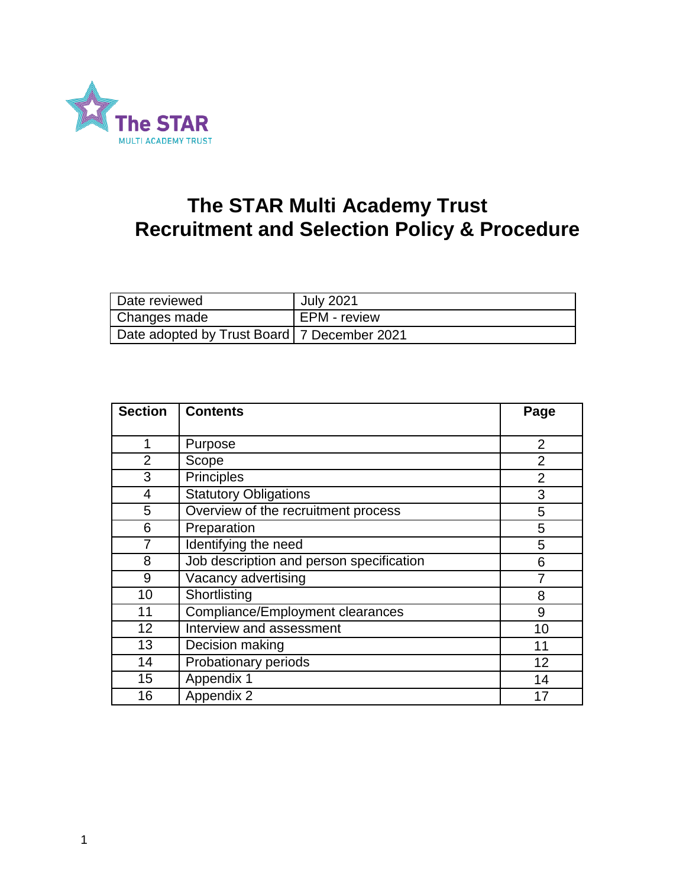The STAR
MULTI ACADEMY TRUST

# The STAR Multi Academy Trust
# Recruitment and Selection Policy & Procedure

| Date reviewed | July 2021 |
|---|---|
| Changes made | EPM - review |
| Date adopted by Trust Board | 7 December 2021 |

| Section | Contents | Page |
|---|---|---|
| 1 | Purpose | 2 |
| 2 | Scope | 2 |
| 3 | Principles | 2 |
| 4 | Statutory Obligations | 3 |
| 5 | Overview of the recruitment process | 5 |
| 6 | Preparation | 5 |
| 7 | Identifying the need | 5 |
| 8 | Job description and person specification | 6 |
| 9 | Vacancy advertising | 7 |
| 10 | Shortlisting | 8 |
| 11 | Compliance/Employment clearances | 9 |
| 12 | Interview and assessment | 10 |
| 13 | Decision making | 11 |
| 14 | Probationary periods | 12 |
| 15 | Appendix 1 | 14 |
| 16 | Appendix 2 | 17 |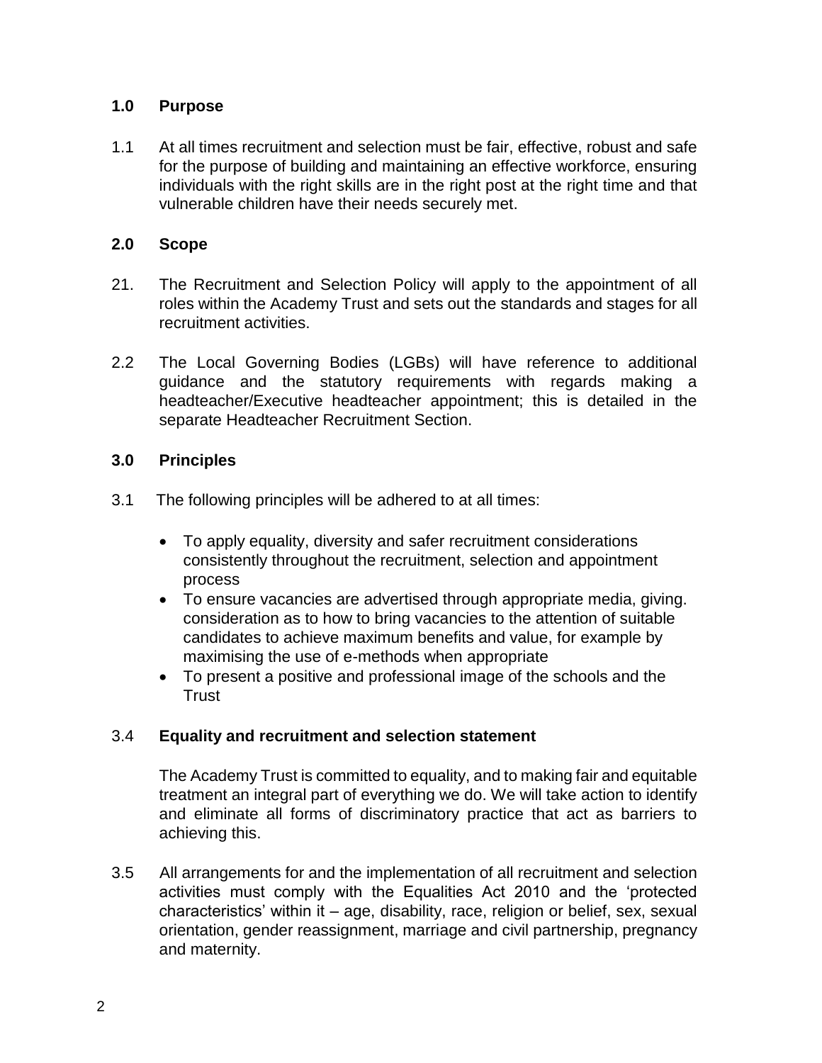## 1.0 Purpose

1.1 At all times recruitment and selection must be fair, effective, robust and safe for the purpose of building and maintaining an effective workforce, ensuring individuals with the right skills are in the right post at the right time and that vulnerable children have their needs securely met.

## 2.0 Scope

21. The Recruitment and Selection Policy will apply to the appointment of all roles within the Academy Trust and sets out the standards and stages for all recruitment activities.

2.2 The Local Governing Bodies (LGBs) will have reference to additional guidance and the statutory requirements with regards making a headteacher/Executive headteacher appointment; this is detailed in the separate Headteacher Recruitment Section.

## 3.0 Principles

3.1 The following principles will be adhered to at all times:

- To apply equality, diversity and safer recruitment considerations consistently throughout the recruitment, selection and appointment process
- To ensure vacancies are advertised through appropriate media, giving. consideration as to how to bring vacancies to the attention of suitable candidates to achieve maximum benefits and value, for example by maximising the use of e-methods when appropriate
- To present a positive and professional image of the schools and the Trust

### 3.4 Equality and recruitment and selection statement

The Academy Trust is committed to equality, and to making fair and equitable treatment an integral part of everything we do. We will take action to identify and eliminate all forms of discriminatory practice that act as barriers to achieving this.

3.5 All arrangements for and the implementation of all recruitment and selection activities must comply with the Equalities Act 2010 and the 'protected characteristics' within it – age, disability, race, religion or belief, sex, sexual orientation, gender reassignment, marriage and civil partnership, pregnancy and maternity.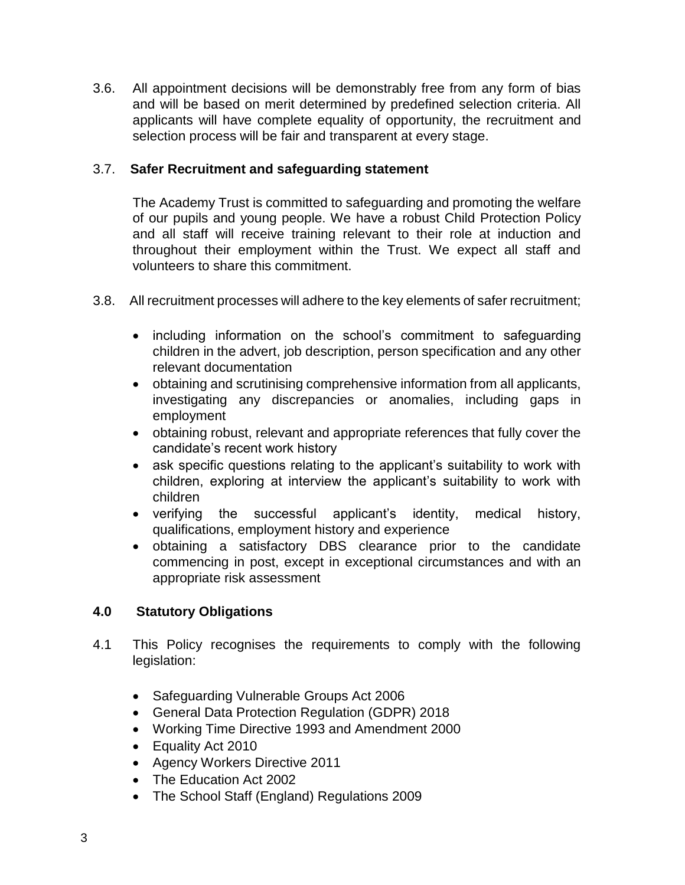3.6. All appointment decisions will be demonstrably free from any form of bias and will be based on merit determined by predefined selection criteria. All applicants will have complete equality of opportunity, the recruitment and selection process will be fair and transparent at every stage.

3.7. **Safer Recruitment and safeguarding statement**

The Academy Trust is committed to safeguarding and promoting the welfare of our pupils and young people. We have a robust Child Protection Policy and all staff will receive training relevant to their role at induction and throughout their employment within the Trust. We expect all staff and volunteers to share this commitment.

3.8. All recruitment processes will adhere to the key elements of safer recruitment;

- including information on the school's commitment to safeguarding children in the advert, job description, person specification and any other relevant documentation
- obtaining and scrutinising comprehensive information from all applicants, investigating any discrepancies or anomalies, including gaps in employment
- obtaining robust, relevant and appropriate references that fully cover the candidate's recent work history
- ask specific questions relating to the applicant's suitability to work with children, exploring at interview the applicant's suitability to work with children
- verifying the successful applicant's identity, medical history, qualifications, employment history and experience
- obtaining a satisfactory DBS clearance prior to the candidate commencing in post, except in exceptional circumstances and with an appropriate risk assessment

## 4.0 Statutory Obligations

4.1 This Policy recognises the requirements to comply with the following legislation:

- Safeguarding Vulnerable Groups Act 2006
- General Data Protection Regulation (GDPR) 2018
- Working Time Directive 1993 and Amendment 2000
- Equality Act 2010
- Agency Workers Directive 2011
- The Education Act 2002
- The School Staff (England) Regulations 2009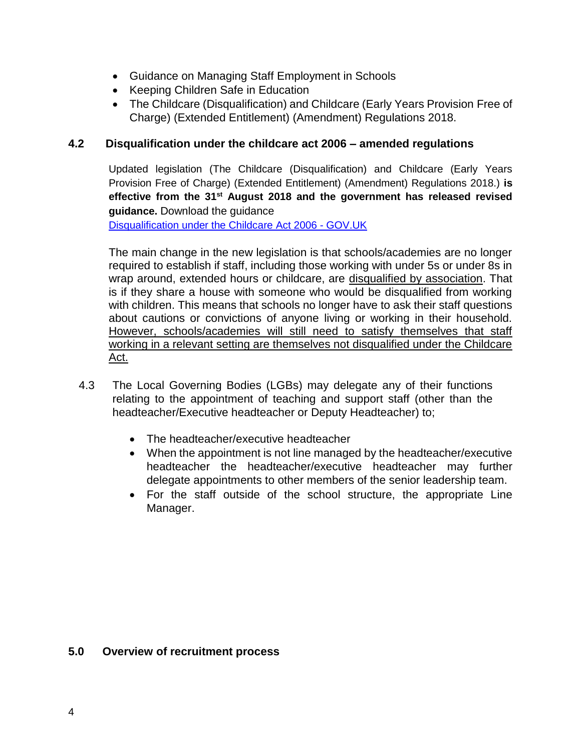- Guidance on Managing Staff Employment in Schools
- Keeping Children Safe in Education
- The Childcare (Disqualification) and Childcare (Early Years Provision Free of Charge) (Extended Entitlement) (Amendment) Regulations 2018.

## 4.2 Disqualification under the childcare act 2006 – amended regulations

Updated legislation (The Childcare (Disqualification) and Childcare (Early Years Provision Free of Charge) (Extended Entitlement) (Amendment) Regulations 2018.) **is effective from the 31st August 2018 and the government has released revised guidance.** Download the guidance [Disqualification under the Childcare Act 2006 - GOV.UK]()

The main change in the new legislation is that schools/academies are no longer required to establish if staff, including those working with under 5s or under 8s in wrap around, extended hours or childcare, are <u>disqualified by association</u>. That is if they share a house with someone who would be disqualified from working with children. This means that schools no longer have to ask their staff questions about cautions or convictions of anyone living or working in their household. <u>However, schools/academies will still need to satisfy themselves that staff working in a relevant setting are themselves not disqualified under the Childcare Act.</u>

4.3 The Local Governing Bodies (LGBs) may delegate any of their functions relating to the appointment of teaching and support staff (other than the headteacher/Executive headteacher or Deputy Headteacher) to;

- The headteacher/executive headteacher
- When the appointment is not line managed by the headteacher/executive headteacher the headteacher/executive headteacher may further delegate appointments to other members of the senior leadership team.
- For the staff outside of the school structure, the appropriate Line Manager.

## 5.0 Overview of recruitment process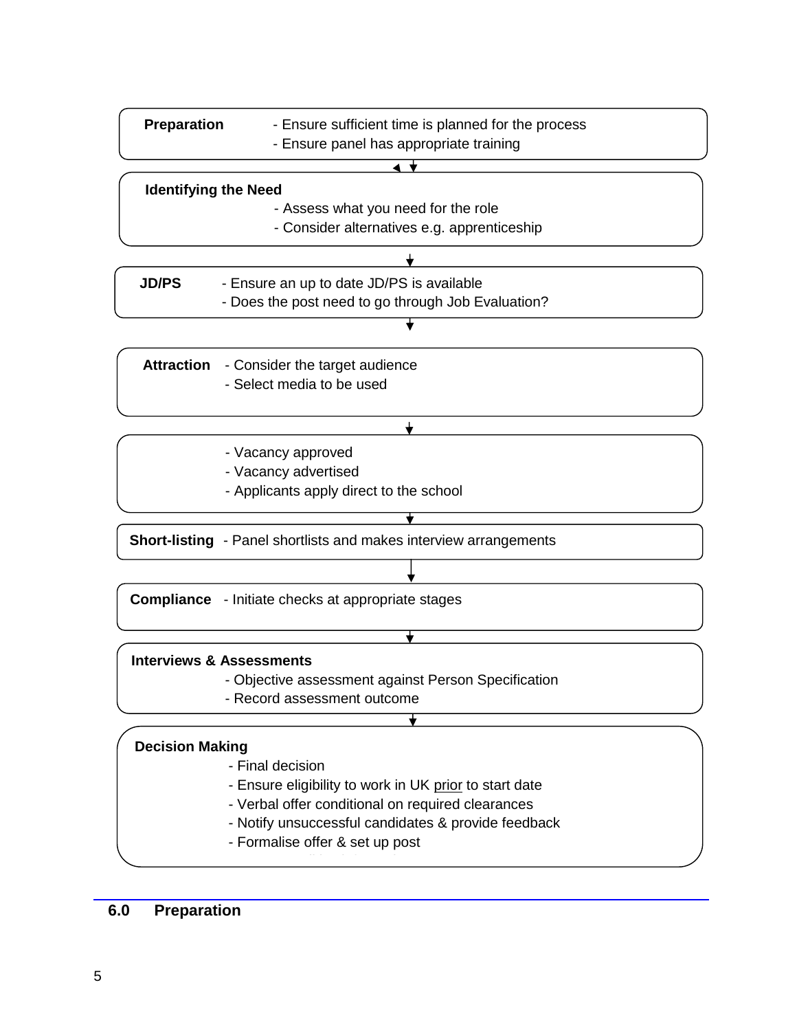**Preparation**
- Ensure sufficient time is planned for the process
- Ensure panel has appropriate training

↓

**Identifying the Need**
- Assess what you need for the role
- Consider alternatives e.g. apprenticeship

↓

**JD/PS**
- Ensure an up to date JD/PS is available
- Does the post need to go through Job Evaluation?

↓

**Attraction**
- Consider the target audience
- Select media to be used

↓

- Vacancy approved
- Vacancy advertised
- Applicants apply direct to the school

↓

**Short-listing**
- Panel shortlists and makes interview arrangements

↓

**Compliance**
- Initiate checks at appropriate stages

↓

**Interviews & Assessments**
- Objective assessment against Person Specification
- Record assessment outcome

↓

**Decision Making**
- Final decision
- Ensure eligibility to work in UK prior to start date
- Verbal offer conditional on required clearances
- Notify unsuccessful candidates & provide feedback
- Formalise offer & set up post

## 6.0 Preparation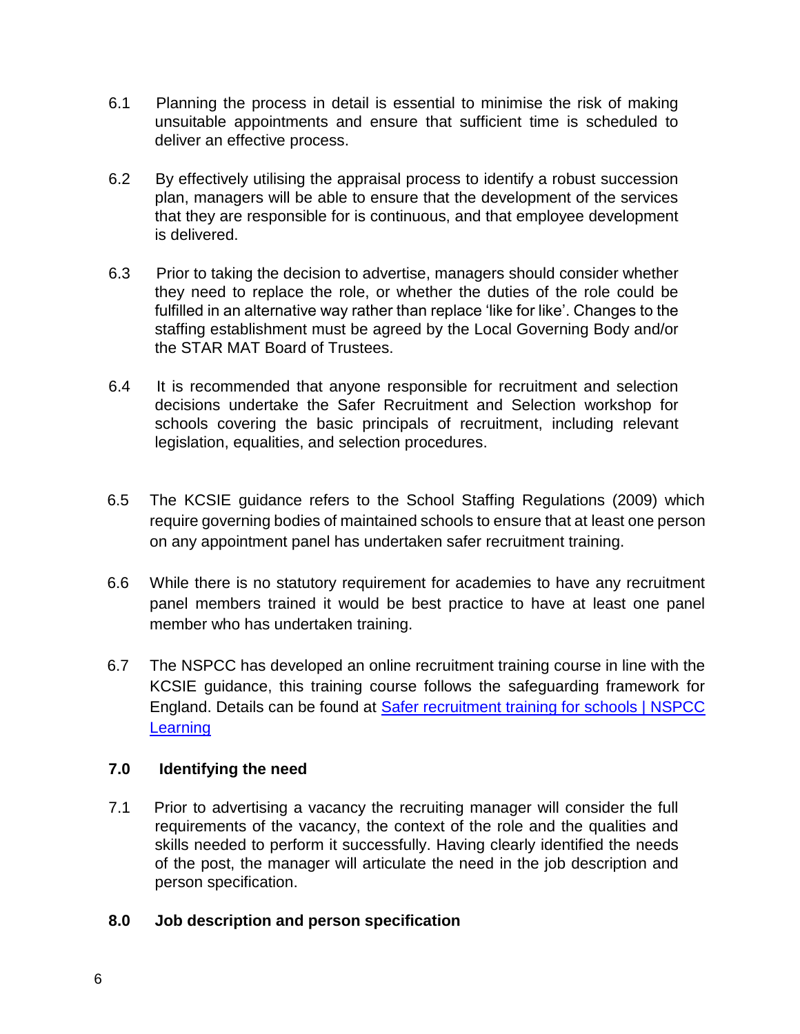6.1 Planning the process in detail is essential to minimise the risk of making unsuitable appointments and ensure that sufficient time is scheduled to deliver an effective process.

6.2 By effectively utilising the appraisal process to identify a robust succession plan, managers will be able to ensure that the development of the services that they are responsible for is continuous, and that employee development is delivered.

6.3 Prior to taking the decision to advertise, managers should consider whether they need to replace the role, or whether the duties of the role could be fulfilled in an alternative way rather than replace 'like for like'. Changes to the staffing establishment must be agreed by the Local Governing Body and/or the STAR MAT Board of Trustees.

6.4 It is recommended that anyone responsible for recruitment and selection decisions undertake the Safer Recruitment and Selection workshop for schools covering the basic principals of recruitment, including relevant legislation, equalities, and selection procedures.

6.5 The KCSIE guidance refers to the School Staffing Regulations (2009) which require governing bodies of maintained schools to ensure that at least one person on any appointment panel has undertaken safer recruitment training.

6.6 While there is no statutory requirement for academies to have any recruitment panel members trained it would be best practice to have at least one panel member who has undertaken training.

6.7 The NSPCC has developed an online recruitment training course in line with the KCSIE guidance, this training course follows the safeguarding framework for England. Details can be found at [Safer recruitment training for schools | NSPCC Learning]()

## 7.0 Identifying the need

7.1 Prior to advertising a vacancy the recruiting manager will consider the full requirements of the vacancy, the context of the role and the qualities and skills needed to perform it successfully. Having clearly identified the needs of the post, the manager will articulate the need in the job description and person specification.

## 8.0 Job description and person specification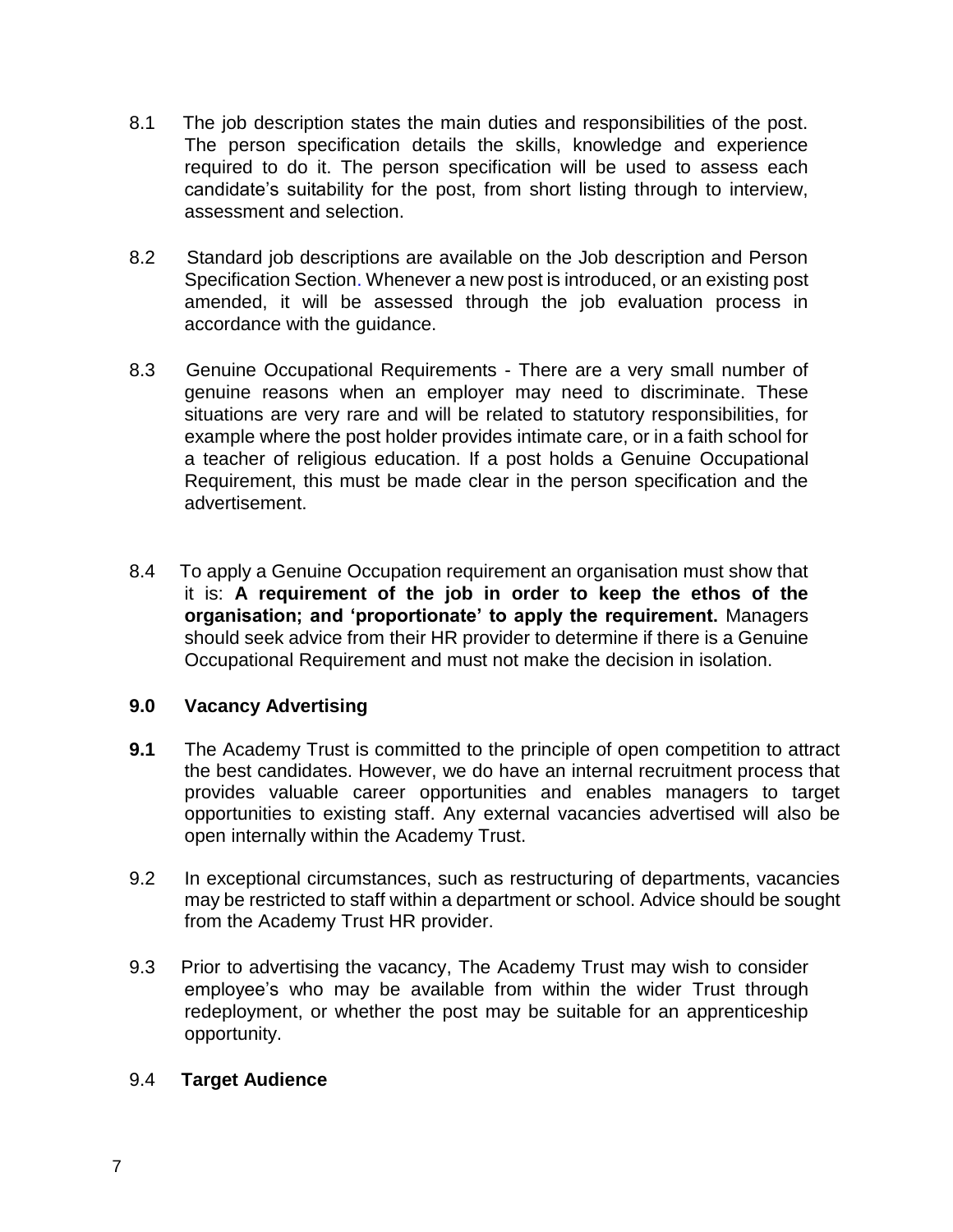8.1 The job description states the main duties and responsibilities of the post. The person specification details the skills, knowledge and experience required to do it. The person specification will be used to assess each candidate's suitability for the post, from short listing through to interview, assessment and selection.

8.2 Standard job descriptions are available on the Job description and Person Specification Section. Whenever a new post is introduced, or an existing post amended, it will be assessed through the job evaluation process in accordance with the guidance.

8.3 Genuine Occupational Requirements - There are a very small number of genuine reasons when an employer may need to discriminate. These situations are very rare and will be related to statutory responsibilities, for example where the post holder provides intimate care, or in a faith school for a teacher of religious education. If a post holds a Genuine Occupational Requirement, this must be made clear in the person specification and the advertisement.

8.4 To apply a Genuine Occupation requirement an organisation must show that it is: **A requirement of the job in order to keep the ethos of the organisation; and 'proportionate' to apply the requirement.** Managers should seek advice from their HR provider to determine if there is a Genuine Occupational Requirement and must not make the decision in isolation.

## 9.0 Vacancy Advertising

**9.1** The Academy Trust is committed to the principle of open competition to attract the best candidates. However, we do have an internal recruitment process that provides valuable career opportunities and enables managers to target opportunities to existing staff. Any external vacancies advertised will also be open internally within the Academy Trust.

9.2 In exceptional circumstances, such as restructuring of departments, vacancies may be restricted to staff within a department or school. Advice should be sought from the Academy Trust HR provider.

9.3 Prior to advertising the vacancy, The Academy Trust may wish to consider employee's who may be available from within the wider Trust through redeployment, or whether the post may be suitable for an apprenticeship opportunity.

9.4 **Target Audience**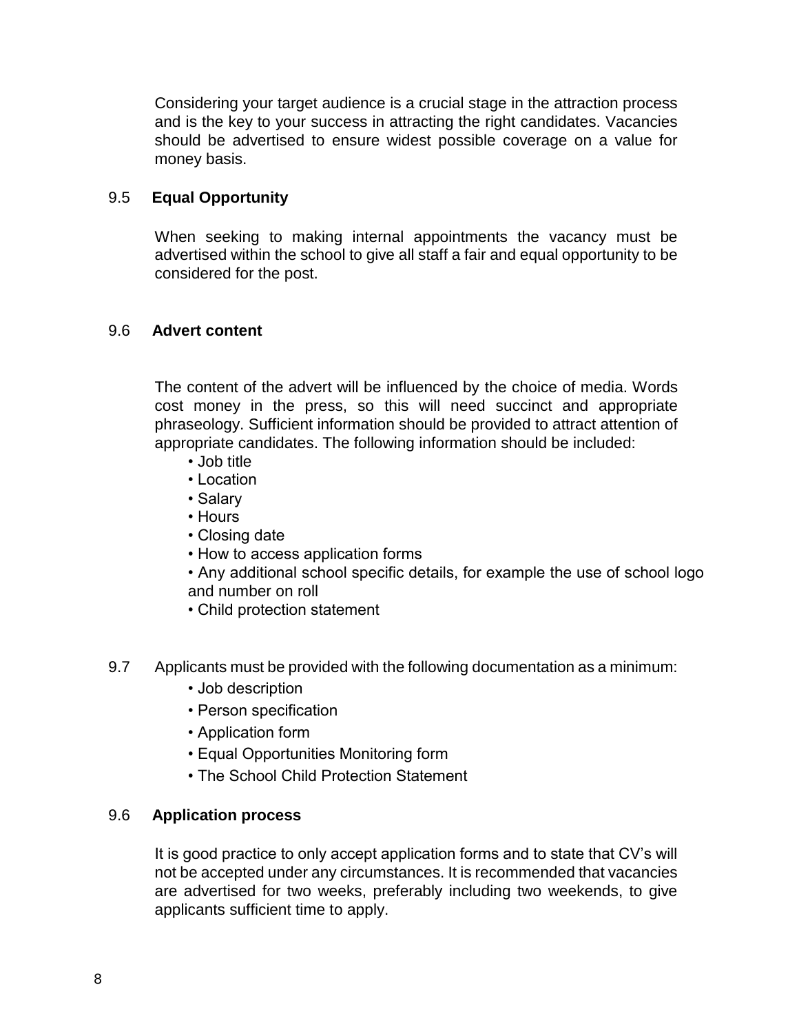Considering your target audience is a crucial stage in the attraction process and is the key to your success in attracting the right candidates. Vacancies should be advertised to ensure widest possible coverage on a value for money basis.

### 9.5 Equal Opportunity

When seeking to making internal appointments the vacancy must be advertised within the school to give all staff a fair and equal opportunity to be considered for the post.

### 9.6 Advert content

The content of the advert will be influenced by the choice of media. Words cost money in the press, so this will need succinct and appropriate phraseology. Sufficient information should be provided to attract attention of appropriate candidates. The following information should be included:

- Job title
- Location
- Salary
- Hours
- Closing date
- How to access application forms
- Any additional school specific details, for example the use of school logo and number on roll
- Child protection statement

9.7 Applicants must be provided with the following documentation as a minimum:

- Job description
- Person specification
- Application form
- Equal Opportunities Monitoring form
- The School Child Protection Statement

### 9.6 Application process

It is good practice to only accept application forms and to state that CV's will not be accepted under any circumstances. It is recommended that vacancies are advertised for two weeks, preferably including two weekends, to give applicants sufficient time to apply.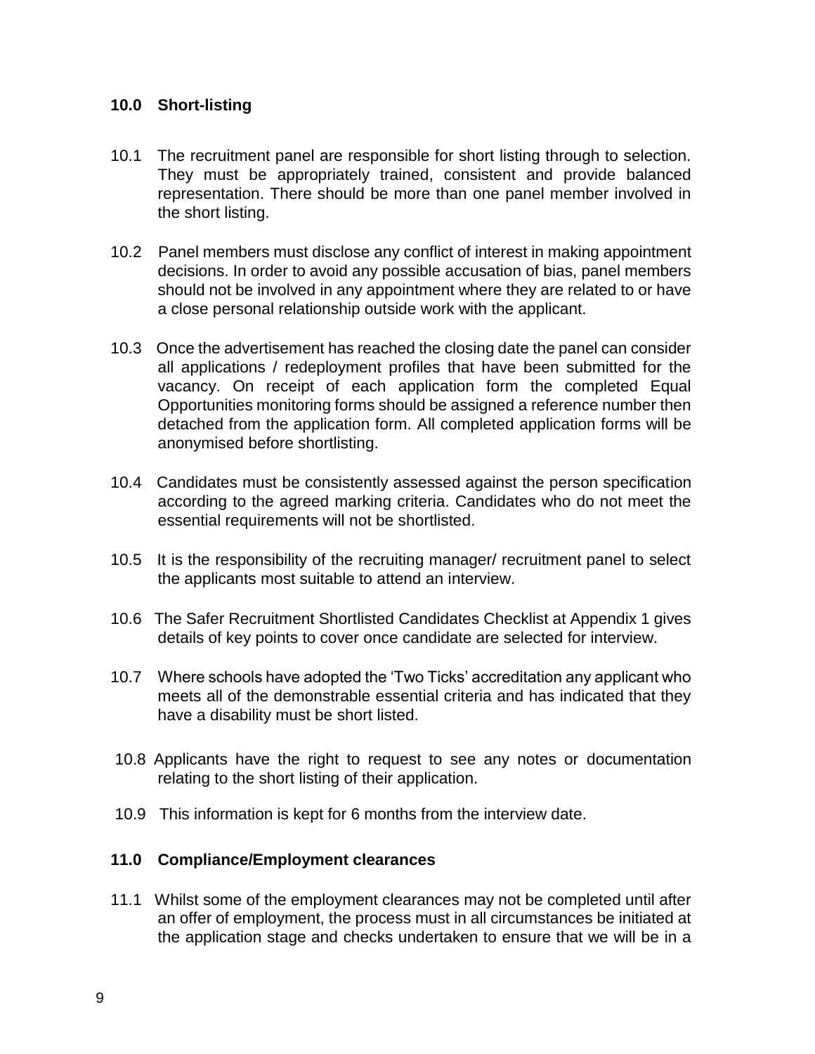## 10.0 Short-listing

10.1 The recruitment panel are responsible for short listing through to selection. They must be appropriately trained, consistent and provide balanced representation. There should be more than one panel member involved in the short listing.

10.2 Panel members must disclose any conflict of interest in making appointment decisions. In order to avoid any possible accusation of bias, panel members should not be involved in any appointment where they are related to or have a close personal relationship outside work with the applicant.

10.3 Once the advertisement has reached the closing date the panel can consider all applications / redeployment profiles that have been submitted for the vacancy. On receipt of each application form the completed Equal Opportunities monitoring forms should be assigned a reference number then detached from the application form. All completed application forms will be anonymised before shortlisting.

10.4 Candidates must be consistently assessed against the person specification according to the agreed marking criteria. Candidates who do not meet the essential requirements will not be shortlisted.

10.5 It is the responsibility of the recruiting manager/ recruitment panel to select the applicants most suitable to attend an interview.

10.6 The Safer Recruitment Shortlisted Candidates Checklist at Appendix 1 gives details of key points to cover once candidate are selected for interview.

10.7 Where schools have adopted the 'Two Ticks' accreditation any applicant who meets all of the demonstrable essential criteria and has indicated that they have a disability must be short listed.

10.8 Applicants have the right to request to see any notes or documentation relating to the short listing of their application.

10.9 This information is kept for 6 months from the interview date.

## 11.0 Compliance/Employment clearances

11.1 Whilst some of the employment clearances may not be completed until after an offer of employment, the process must in all circumstances be initiated at the application stage and checks undertaken to ensure that we will be in a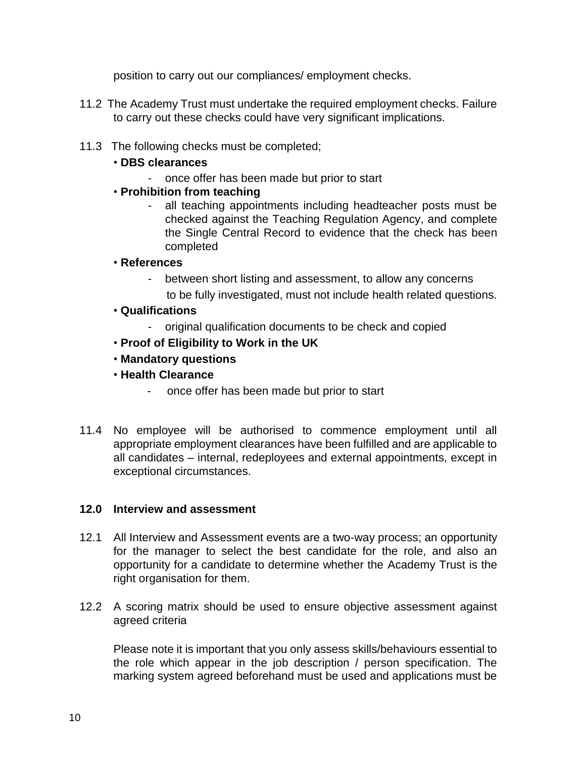position to carry out our compliances/ employment checks.

11.2 The Academy Trust must undertake the required employment checks. Failure to carry out these checks could have very significant implications.

11.3 The following checks must be completed;

- **DBS clearances**
  - once offer has been made but prior to start
- **Prohibition from teaching**
  - all teaching appointments including headteacher posts must be checked against the Teaching Regulation Agency, and complete the Single Central Record to evidence that the check has been completed
- **References**
  - between short listing and assessment, to allow any concerns to be fully investigated, must not include health related questions.
- **Qualifications**
  - original qualification documents to be check and copied
- **Proof of Eligibility to Work in the UK**
- **Mandatory questions**
- **Health Clearance**
  - once offer has been made but prior to start

11.4 No employee will be authorised to commence employment until all appropriate employment clearances have been fulfilled and are applicable to all candidates – internal, redeployees and external appointments, except in exceptional circumstances.

## 12.0 Interview and assessment

12.1 All Interview and Assessment events are a two-way process; an opportunity for the manager to select the best candidate for the role, and also an opportunity for a candidate to determine whether the Academy Trust is the right organisation for them.

12.2 A scoring matrix should be used to ensure objective assessment against agreed criteria

Please note it is important that you only assess skills/behaviours essential to the role which appear in the job description / person specification. The marking system agreed beforehand must be used and applications must be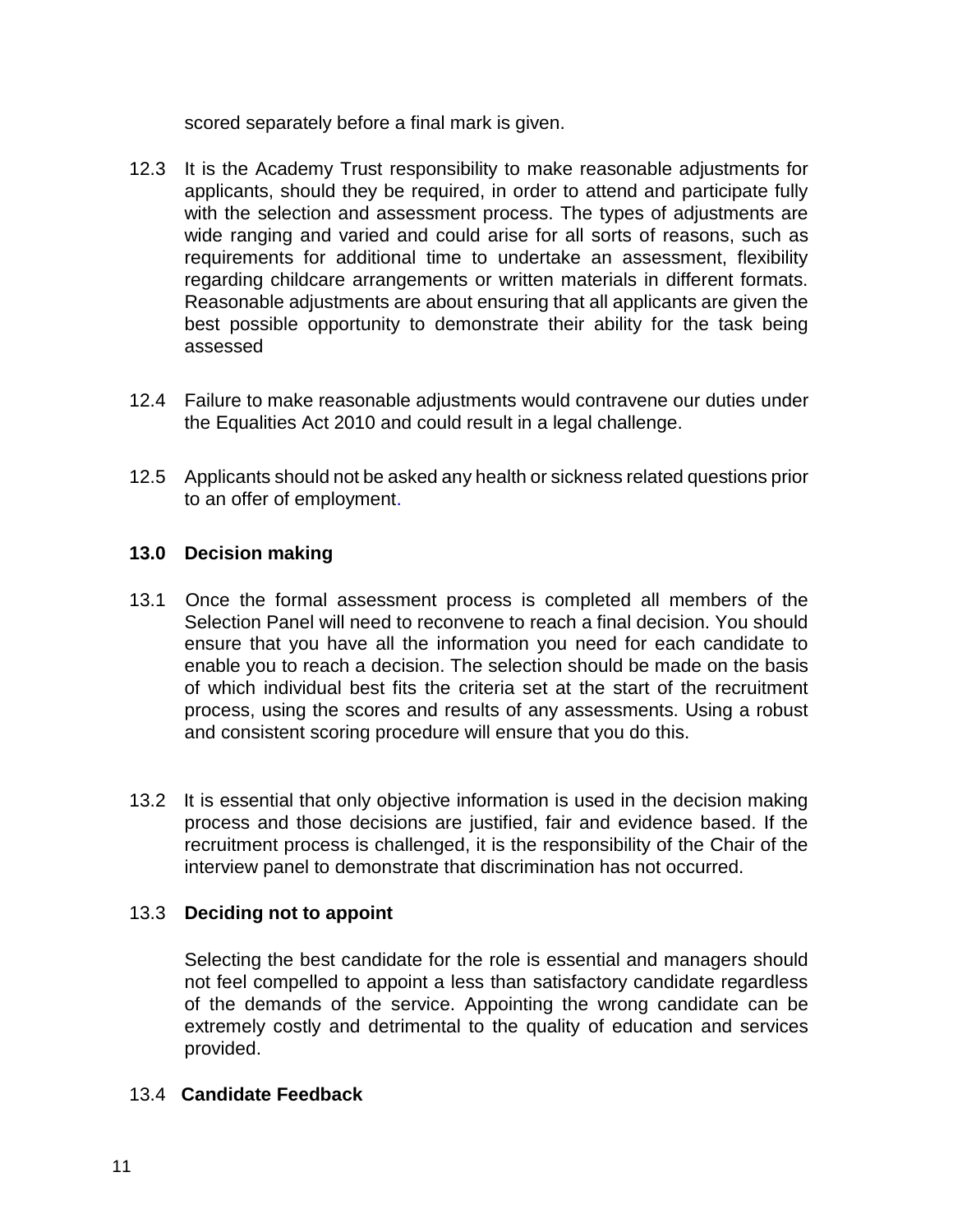scored separately before a final mark is given.

12.3 It is the Academy Trust responsibility to make reasonable adjustments for applicants, should they be required, in order to attend and participate fully with the selection and assessment process. The types of adjustments are wide ranging and varied and could arise for all sorts of reasons, such as requirements for additional time to undertake an assessment, flexibility regarding childcare arrangements or written materials in different formats. Reasonable adjustments are about ensuring that all applicants are given the best possible opportunity to demonstrate their ability for the task being assessed

12.4 Failure to make reasonable adjustments would contravene our duties under the Equalities Act 2010 and could result in a legal challenge.

12.5 Applicants should not be asked any health or sickness related questions prior to an offer of employment.

## 13.0 Decision making

13.1 Once the formal assessment process is completed all members of the Selection Panel will need to reconvene to reach a final decision. You should ensure that you have all the information you need for each candidate to enable you to reach a decision. The selection should be made on the basis of which individual best fits the criteria set at the start of the recruitment process, using the scores and results of any assessments. Using a robust and consistent scoring procedure will ensure that you do this.

13.2 It is essential that only objective information is used in the decision making process and those decisions are justified, fair and evidence based. If the recruitment process is challenged, it is the responsibility of the Chair of the interview panel to demonstrate that discrimination has not occurred.

### 13.3 Deciding not to appoint

Selecting the best candidate for the role is essential and managers should not feel compelled to appoint a less than satisfactory candidate regardless of the demands of the service. Appointing the wrong candidate can be extremely costly and detrimental to the quality of education and services provided.

### 13.4 Candidate Feedback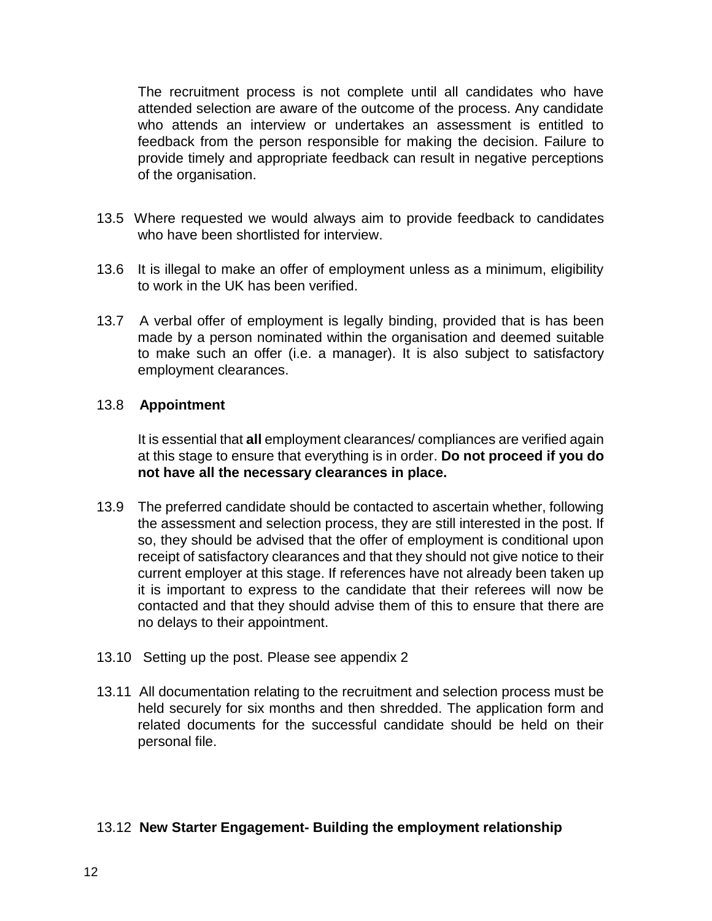The recruitment process is not complete until all candidates who have attended selection are aware of the outcome of the process. Any candidate who attends an interview or undertakes an assessment is entitled to feedback from the person responsible for making the decision. Failure to provide timely and appropriate feedback can result in negative perceptions of the organisation.

13.5 Where requested we would always aim to provide feedback to candidates who have been shortlisted for interview.

13.6 It is illegal to make an offer of employment unless as a minimum, eligibility to work in the UK has been verified.

13.7 A verbal offer of employment is legally binding, provided that is has been made by a person nominated within the organisation and deemed suitable to make such an offer (i.e. a manager). It is also subject to satisfactory employment clearances.

13.8 **Appointment**

It is essential that **all** employment clearances/ compliances are verified again at this stage to ensure that everything is in order. **Do not proceed if you do not have all the necessary clearances in place.**

13.9 The preferred candidate should be contacted to ascertain whether, following the assessment and selection process, they are still interested in the post. If so, they should be advised that the offer of employment is conditional upon receipt of satisfactory clearances and that they should not give notice to their current employer at this stage. If references have not already been taken up it is important to express to the candidate that their referees will now be contacted and that they should advise them of this to ensure that there are no delays to their appointment.

13.10 Setting up the post. Please see appendix 2

13.11 All documentation relating to the recruitment and selection process must be held securely for six months and then shredded. The application form and related documents for the successful candidate should be held on their personal file.

13.12 **New Starter Engagement- Building the employment relationship**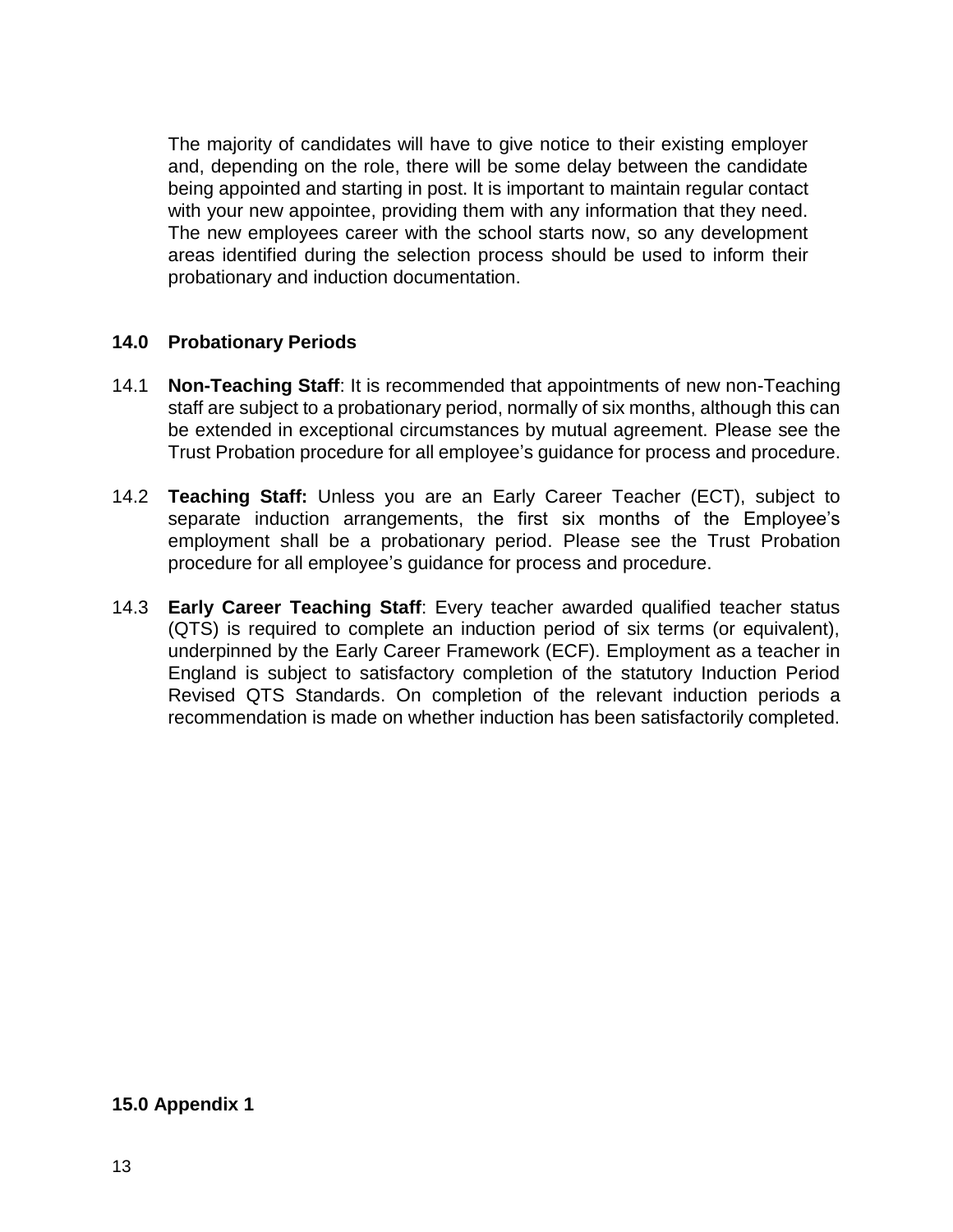The majority of candidates will have to give notice to their existing employer and, depending on the role, there will be some delay between the candidate being appointed and starting in post. It is important to maintain regular contact with your new appointee, providing them with any information that they need. The new employees career with the school starts now, so any development areas identified during the selection process should be used to inform their probationary and induction documentation.

## 14.0 Probationary Periods

14.1 **Non-Teaching Staff**: It is recommended that appointments of new non-Teaching staff are subject to a probationary period, normally of six months, although this can be extended in exceptional circumstances by mutual agreement. Please see the Trust Probation procedure for all employee's guidance for process and procedure.

14.2 **Teaching Staff:** Unless you are an Early Career Teacher (ECT), subject to separate induction arrangements, the first six months of the Employee's employment shall be a probationary period. Please see the Trust Probation procedure for all employee's guidance for process and procedure.

14.3 **Early Career Teaching Staff**: Every teacher awarded qualified teacher status (QTS) is required to complete an induction period of six terms (or equivalent), underpinned by the Early Career Framework (ECF). Employment as a teacher in England is subject to satisfactory completion of the statutory Induction Period Revised QTS Standards. On completion of the relevant induction periods a recommendation is made on whether induction has been satisfactorily completed.

## 15.0 Appendix 1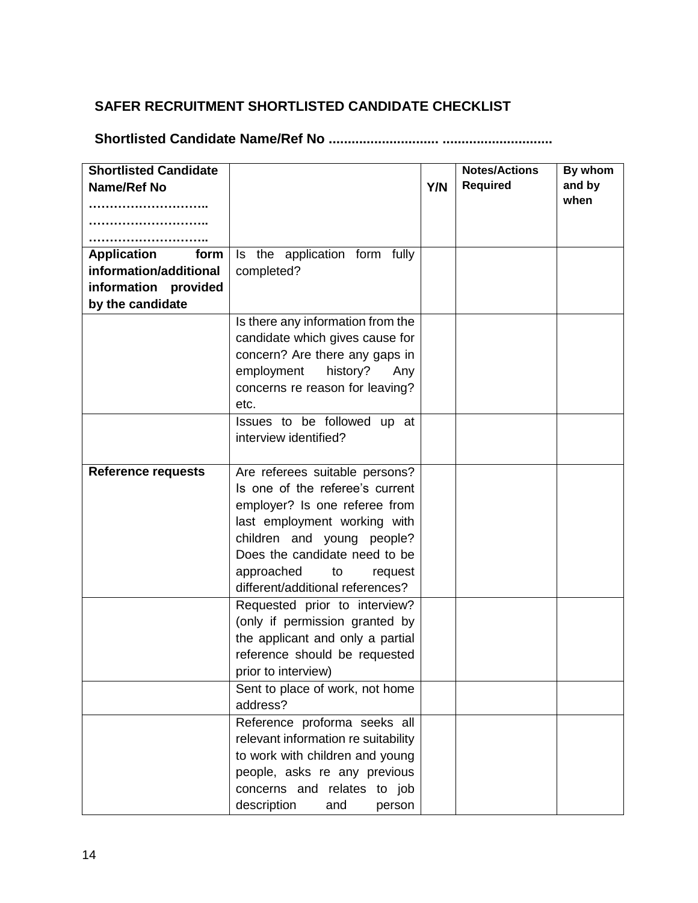## SAFER RECRUITMENT SHORTLISTED CANDIDATE CHECKLIST

**Shortlisted Candidate Name/Ref No ............................ ............................**

| **Shortlisted Candidate Name/Ref No ……………………….. ……………………….. ………………………..** | | **Y/N** | **Notes/Actions Required** | **By whom and by when** |
|---|---|---|---|---|
| **Application form information/additional information provided by the candidate** | Is the application form fully completed? | | | |
| | Is there any information from the candidate which gives cause for concern? Are there any gaps in employment history? Any concerns re reason for leaving? etc. | | | |
| | Issues to be followed up at interview identified? | | | |
| **Reference requests** | Are referees suitable persons? Is one of the referee's current employer? Is one referee from last employment working with children and young people? Does the candidate need to be approached to request different/additional references? | | | |
| | Requested prior to interview? (only if permission granted by the applicant and only a partial reference should be requested prior to interview) | | | |
| | Sent to place of work, not home address? | | | |
| | Reference proforma seeks all relevant information re suitability to work with children and young people, asks re any previous concerns and relates to job description and person | | | |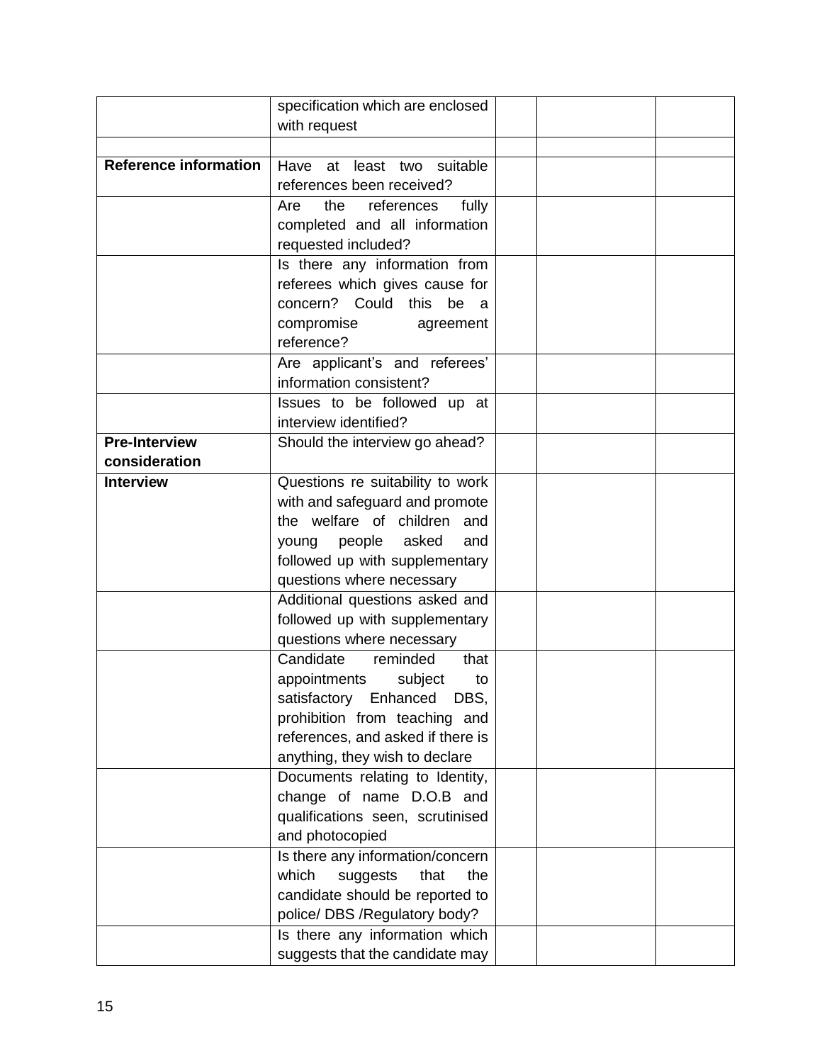| | | | | |
|---|---|---|---|---|
| | specification which are enclosed with request | | | |
| | | | | |
| **Reference information** | Have at least two suitable references been received? | | | |
| | Are the references fully completed and all information requested included? | | | |
| | Is there any information from referees which gives cause for concern? Could this be a compromise agreement reference? | | | |
| | Are applicant's and referees' information consistent? | | | |
| | Issues to be followed up at interview identified? | | | |
| **Pre-Interview consideration** | Should the interview go ahead? | | | |
| **Interview** | Questions re suitability to work with and safeguard and promote the welfare of children and young people asked and followed up with supplementary questions where necessary | | | |
| | Additional questions asked and followed up with supplementary questions where necessary | | | |
| | Candidate reminded that appointments subject to satisfactory Enhanced DBS, prohibition from teaching and references, and asked if there is anything, they wish to declare | | | |
| | Documents relating to Identity, change of name D.O.B and qualifications seen, scrutinised and photocopied | | | |
| | Is there any information/concern which suggests that the candidate should be reported to police/ DBS /Regulatory body? | | | |
| | Is there any information which suggests that the candidate may | | | |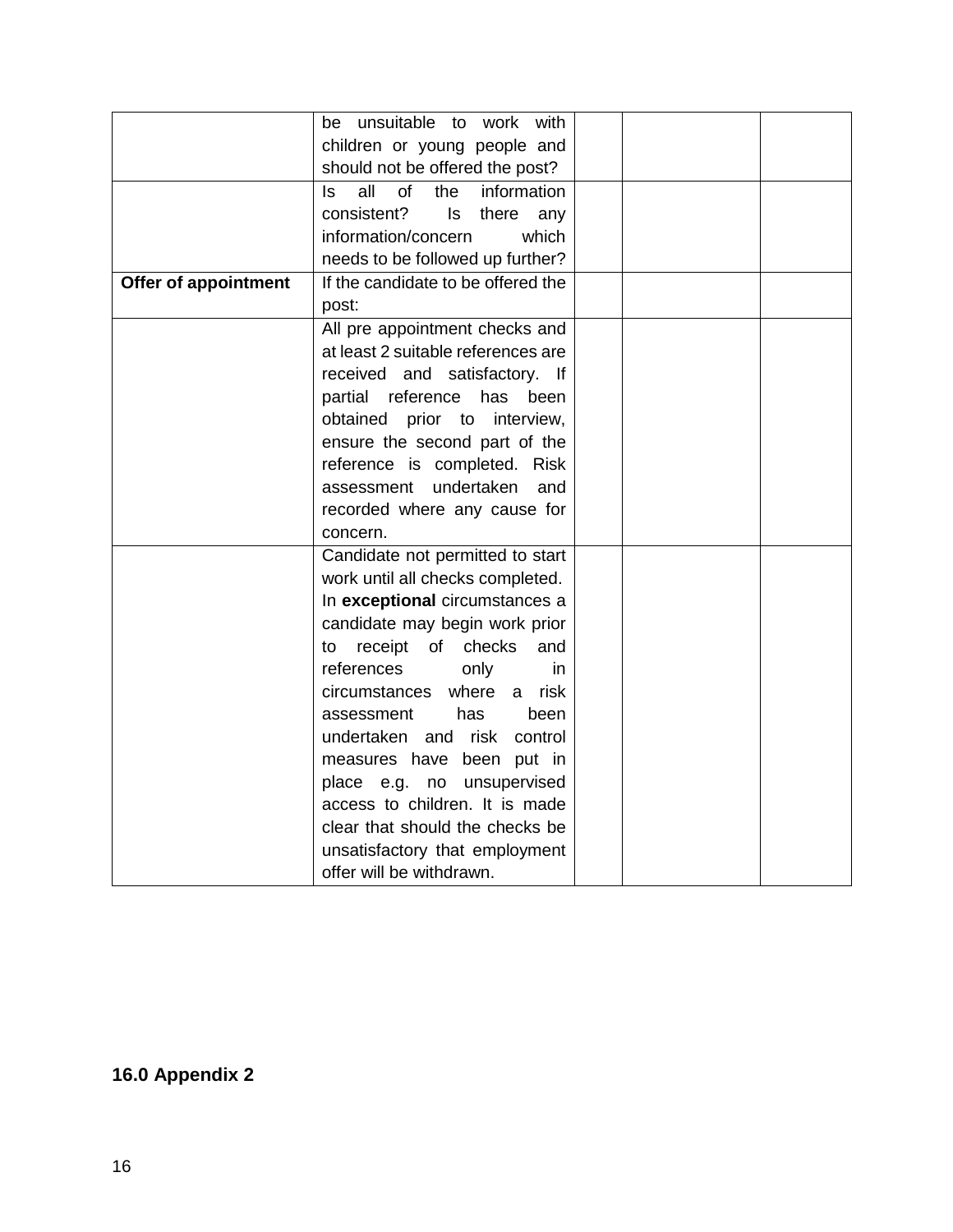| | | | | |
|---|---|---|---|---|
| | be unsuitable to work with children or young people and should not be offered the post? | | | |
| | Is all of the information consistent? Is there any information/concern which needs to be followed up further? | | | |
| **Offer of appointment** | If the candidate to be offered the post: | | | |
| | All pre appointment checks and at least 2 suitable references are received and satisfactory. If partial reference has been obtained prior to interview, ensure the second part of the reference is completed. Risk assessment undertaken and recorded where any cause for concern. | | | |
| | Candidate not permitted to start work until all checks completed. In **exceptional** circumstances a candidate may begin work prior to receipt of checks and references only in circumstances where a risk assessment has been undertaken and risk control measures have been put in place e.g. no unsupervised access to children. It is made clear that should the checks be unsatisfactory that employment offer will be withdrawn. | | | |

## 16.0 Appendix 2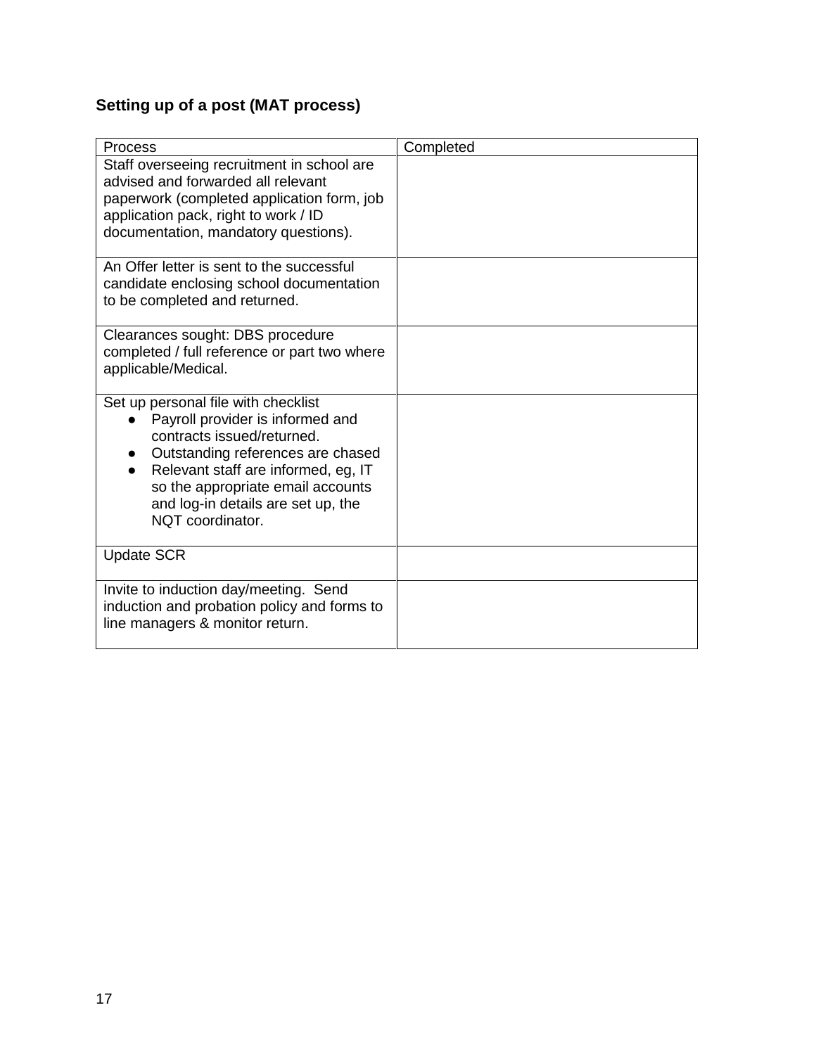### **Setting up of a post (MAT process)**

| Process | Completed |
|---|---|
| Staff overseeing recruitment in school are advised and forwarded all relevant paperwork (completed application form, job application pack, right to work / ID documentation, mandatory questions). | |
| An Offer letter is sent to the successful candidate enclosing school documentation to be completed and returned. | |
| Clearances sought: DBS procedure completed / full reference or part two where applicable/Medical. | |
| Set up personal file with checklist<br>● Payroll provider is informed and contracts issued/returned.<br>● Outstanding references are chased<br>● Relevant staff are informed, eg, IT so the appropriate email accounts and log-in details are set up, the NQT coordinator. | |
| Update SCR | |
| Invite to induction day/meeting. Send induction and probation policy and forms to line managers & monitor return. | |